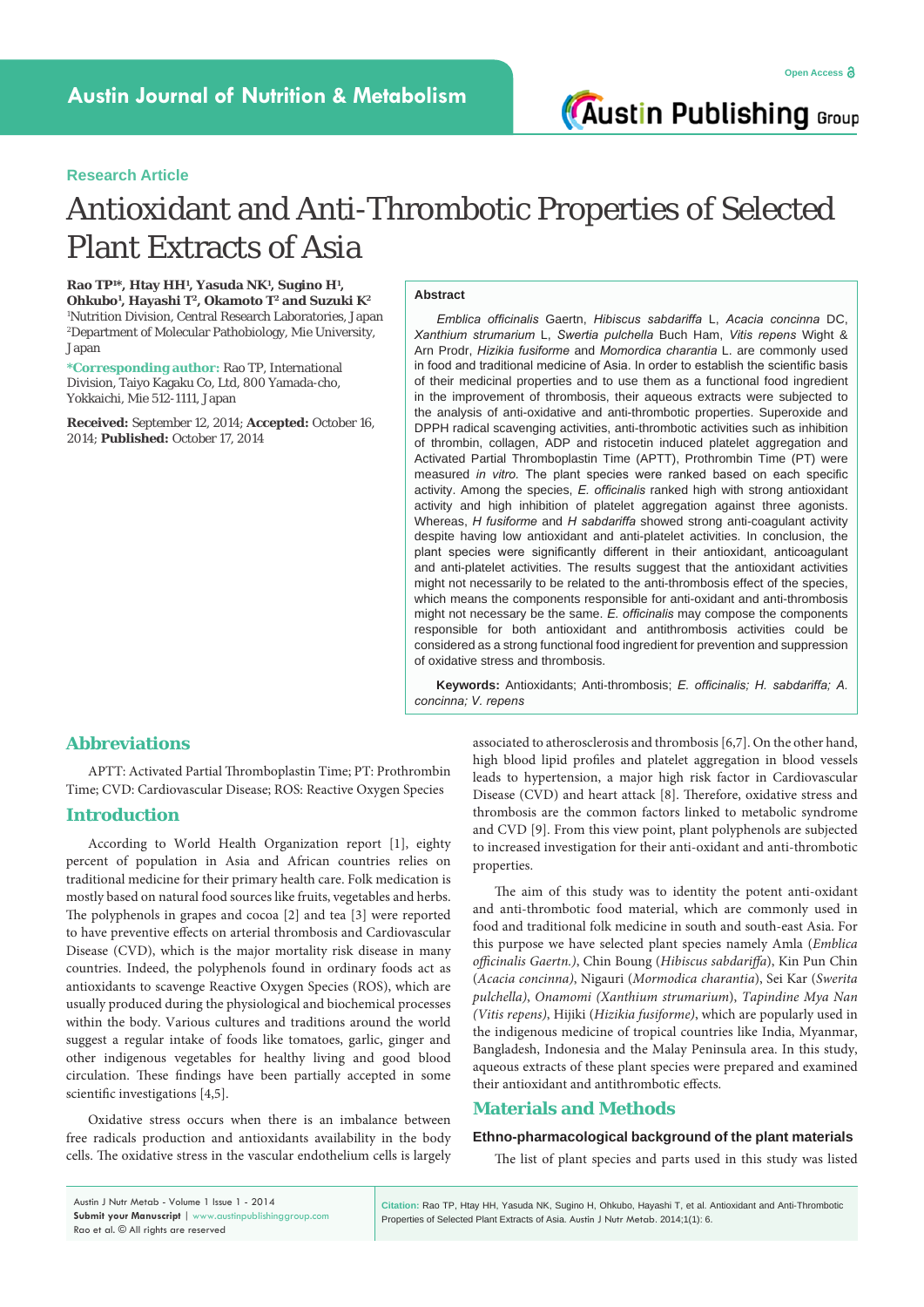Research Article

# Antioxidant and Anti-Thrombotic Properties of Selected Plant Extracts of Asia

**Rao TP[1]*, Htay HH[1], Yasuda NK[1], Sugino H[1], Ohkubo[1], Hayashi T[2], Okamoto T[2] and Suzuki K[2]**

[1]Nutrition Division, Central Research Laboratories, Japan
[2]Department of Molecular Pathobiology, Mie University, Japan

***Corresponding author:** Rao TP, International Division, Taiyo Kagaku Co, Ltd, 800 Yamada-cho, Yokkaichi, Mie 512-1111, Japan

**Received:** September 12, 2014; **Accepted:** October 16, 2014; **Published:** October 17, 2014

## Abstract

*Emblica officinalis* Gaertn, *Hibiscus sabdariffa* L, *Acacia concinna* DC, *Xanthium strumarium* L, *Swertia pulchella* Buch Ham, *Vitis repens* Wight & Arn Prodr, *Hizikia fusiforme* and *Momordica charantia* L. are commonly used in food and traditional medicine of Asia. In order to establish the scientific basis of their medicinal properties and to use them as a functional food ingredient in the improvement of thrombosis, their aqueous extracts were subjected to the analysis of anti-oxidative and anti-thrombotic properties. Superoxide and DPPH radical scavenging activities, anti-thrombotic activities such as inhibition of thrombin, collagen, ADP and ristocetin induced platelet aggregation and Activated Partial Thromboplastin Time (APTT), Prothrombin Time (PT) were measured *in vitro*. The plant species were ranked based on each specific activity. Among the species, *E. officinalis* ranked high with strong antioxidant activity and high inhibition of platelet aggregation against three agonists. Whereas, *H fusiforme* and *H sabdariffa* showed strong anti-coagulant activity despite having low antioxidant and anti-platelet activities. In conclusion, the plant species were significantly different in their antioxidant, anticoagulant and anti-platelet activities. The results suggest that the antioxidant activities might not necessarily to be related to the anti-thrombosis effect of the species, which means the components responsible for anti-oxidant and anti-thrombosis might not necessary be the same. *E. officinalis* may compose the components responsible for both antioxidant and antithrombosis activities could be considered as a strong functional food ingredient for prevention and suppression of oxidative stress and thrombosis.

**Keywords:** Antioxidants; Anti-thrombosis; *E. officinalis; H. sabdariffa; A. concinna; V. repens*

## Abbreviations

APTT: Activated Partial Thromboplastin Time; PT: Prothrombin Time; CVD: Cardiovascular Disease; ROS: Reactive Oxygen Species

## Introduction

According to World Health Organization report [1], eighty percent of population in Asia and African countries relies on traditional medicine for their primary health care. Folk medication is mostly based on natural food sources like fruits, vegetables and herbs. The polyphenols in grapes and cocoa [2] and tea [3] were reported to have preventive effects on arterial thrombosis and Cardiovascular Disease (CVD), which is the major mortality risk disease in many countries. Indeed, the polyphenols found in ordinary foods act as antioxidants to scavenge Reactive Oxygen Species (ROS), which are usually produced during the physiological and biochemical processes within the body. Various cultures and traditions around the world suggest a regular intake of foods like tomatoes, garlic, ginger and other indigenous vegetables for healthy living and good blood circulation. These findings have been partially accepted in some scientific investigations [4,5].

Oxidative stress occurs when there is an imbalance between free radicals production and antioxidants availability in the body cells. The oxidative stress in the vascular endothelium cells is largely associated to atherosclerosis and thrombosis [6,7]. On the other hand, high blood lipid profiles and platelet aggregation in blood vessels leads to hypertension, a major high risk factor in Cardiovascular Disease (CVD) and heart attack [8]. Therefore, oxidative stress and thrombosis are the common factors linked to metabolic syndrome and CVD [9]. From this view point, plant polyphenols are subjected to increased investigation for their anti-oxidant and anti-thrombotic properties.

The aim of this study was to identity the potent anti-oxidant and anti-thrombotic food material, which are commonly used in food and traditional folk medicine in south and south-east Asia. For this purpose we have selected plant species namely Amla (*Emblica officinalis Gaertn.)*, Chin Boung (*Hibiscus sabdariffa*), Kin Pun Chin (*Acacia concinna)*, Nigauri (*Mormodica charantia*), Sei Kar (*Swertia pulchella)*, *Onamomi (Xanthium strumarium)*, *Tapindine Mya Nan (Vitis repens)*, Hijiki (*Hizikia fusiforme)*, which are popularly used in the indigenous medicine of tropical countries like India, Myanmar, Bangladesh, Indonesia and the Malay Peninsula area. In this study, aqueous extracts of these plant species were prepared and examined their antioxidant and antithrombotic effects.

## Materials and Methods

### Ethno-pharmacological background of the plant materials

The list of plant species and parts used in this study was listed

**Citation:** Rao TP, Htay HH, Yasuda NK, Sugino H, Ohkubo, Hayashi T, et al. Antioxidant and Anti-Thrombotic Properties of Selected Plant Extracts of Asia. Austin J Nutr Metab. 2014;1(1): 6.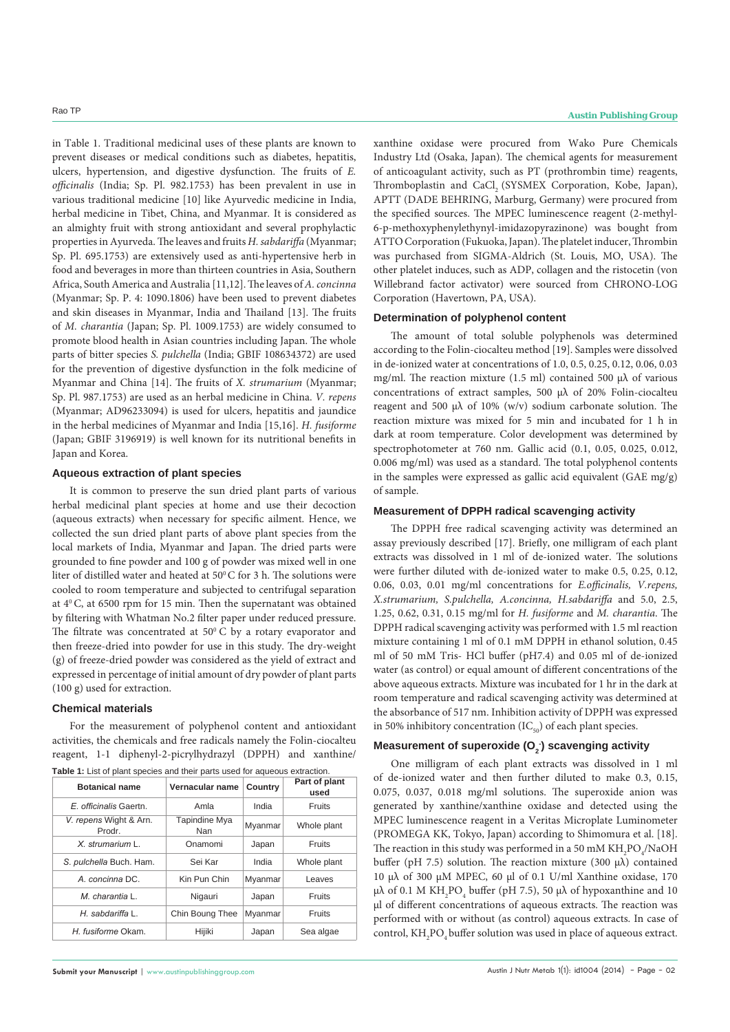in Table 1. Traditional medicinal uses of these plants are known to prevent diseases or medical conditions such as diabetes, hepatitis, ulcers, hypertension, and digestive dysfunction. The fruits of *E. officinalis* (India; Sp. Pl. 982.1753) has been prevalent in use in various traditional medicine [10] like Ayurvedic medicine in India, herbal medicine in Tibet, China, and Myanmar. It is considered as an almighty fruit with strong antioxidant and several prophylactic properties in Ayurveda. The leaves and fruits *H. sabdariffa* (Myanmar; Sp. Pl. 695.1753) are extensively used as anti-hypertensive herb in food and beverages in more than thirteen countries in Asia, Southern Africa, South America and Australia [11,12]. The leaves of *A. concinna* (Myanmar; Sp. P. 4: 1090.1806) have been used to prevent diabetes and skin diseases in Myanmar, India and Thailand [13]. The fruits of *M. charantia* (Japan; Sp. Pl. 1009.1753) are widely consumed to promote blood health in Asian countries including Japan. The whole parts of bitter species *S. pulchella* (India; GBIF 108634372) are used for the prevention of digestive dysfunction in the folk medicine of Myanmar and China [14]. The fruits of *X. strumarium* (Myanmar; Sp. Pl. 987.1753) are used as an herbal medicine in China. *V. repens* (Myanmar; AD96233094) is used for ulcers, hepatitis and jaundice in the herbal medicines of Myanmar and India [15,16]. *H. fusiforme* (Japan; GBIF 3196919) is well known for its nutritional benefits in Japan and Korea.

## Aqueous extraction of plant species

It is common to preserve the sun dried plant parts of various herbal medicinal plant species at home and use their decoction (aqueous extracts) when necessary for specific ailment. Hence, we collected the sun dried plant parts of above plant species from the local markets of India, Myanmar and Japan. The dried parts were grounded to fine powder and 100 g of powder was mixed well in one liter of distilled water and heated at $50^0$ C for 3 h. The solutions were cooled to room temperature and subjected to centrifugal separation at $4^0$ C, at 6500 rpm for 15 min. Then the supernatant was obtained by filtering with Whatman No.2 filter paper under reduced pressure. The filtrate was concentrated at $50^0$ C by a rotary evaporator and then freeze-dried into powder for use in this study. The dry-weight (g) of freeze-dried powder was considered as the yield of extract and expressed in percentage of initial amount of dry powder of plant parts (100 g) used for extraction.

## Chemical materials

For the measurement of polyphenol content and antioxidant activities, the chemicals and free radicals namely the Folin-ciocalteu reagent, 1-1 diphenyl-2-picrylhydrazyl (DPPH) and xanthine/xanthine oxidase were procured from Wako Pure Chemicals Industry Ltd (Osaka, Japan). The chemical agents for measurement of anticoagulant activity, such as PT (prothrombin time) reagents, Thromboplastin and $CaCl_2$ (SYSMEX Corporation, Kobe, Japan), APTT (DADE BEHRING, Marburg, Germany) were procured from the specified sources. The MPEC luminescence reagent (2-methyl-6-p-methoxyphenylethynyl-imidazopyrazinone) was bought from ATTO Corporation (Fukuoka, Japan). The platelet inducer, Thrombin was purchased from SIGMA-Aldrich (St. Louis, MO, USA). The other platelet induces, such as ADP, collagen and the ristocetin (von Willebrand factor activator) were sourced from CHRONO-LOG Corporation (Havertown, PA, USA).

**Table 1:** List of plant species and their parts used for aqueous extraction.

| Botanical name | Vernacular name | Country | Part of plant used |
|---|---|---|---|
| *E. officinalis* Gaertn. | Amla | India | Fruits |
| *V. repens* Wight & Arn. Prodr. | Tapindine Mya Nan | Myanmar | Whole plant |
| *X. strumarium* L. | Onamomi | Japan | Fruits |
| *S. pulchella* Buch. Ham. | Sei Kar | India | Whole plant |
| *A. concinna* DC. | Kin Pun Chin | Myanmar | Leaves |
| *M. charantia* L. | Nigauri | Japan | Fruits |
| *H. sabdariffa* L. | Chin Boung Thee | Myanmar | Fruits |
| *H. fusiforme* Okam. | Hijiki | Japan | Sea algae |

## Determination of polyphenol content

The amount of total soluble polyphenols was determined according to the Folin-ciocalteu method [19]. Samples were dissolved in de-ionized water at concentrations of 1.0, 0.5, 0.25, 0.12, 0.06, 0.03 mg/ml. The reaction mixture (1.5 ml) contained 500 μλ of various concentrations of extract samples, 500 μλ of 20% Folin-ciocalteu reagent and 500 μλ of 10% (w/v) sodium carbonate solution. The reaction mixture was mixed for 5 min and incubated for 1 h in dark at room temperature. Color development was determined by spectrophotometer at 760 nm. Gallic acid (0.1, 0.05, 0.025, 0.012, 0.006 mg/ml) was used as a standard. The total polyphenol contents in the samples were expressed as gallic acid equivalent (GAE mg/g) of sample.

## Measurement of DPPH radical scavenging activity

The DPPH free radical scavenging activity was determined an assay previously described [17]. Briefly, one milligram of each plant extracts was dissolved in 1 ml of de-ionized water. The solutions were further diluted with de-ionized water to make 0.5, 0.25, 0.12, 0.06, 0.03, 0.01 mg/ml concentrations for *E.officinalis, V.repens, X.strumarium, S.pulchella, A.concinna, H.sabdariffa* and 5.0, 2.5, 1.25, 0.62, 0.31, 0.15 mg/ml for *H. fusiforme* and *M. charantia*. The DPPH radical scavenging activity was performed with 1.5 ml reaction mixture containing 1 ml of 0.1 mM DPPH in ethanol solution, 0.45 ml of 50 mM Tris- HCl buffer (pH7.4) and 0.05 ml of de-ionized water (as control) or equal amount of different concentrations of the above aqueous extracts. Mixture was incubated for 1 hr in the dark at room temperature and radical scavenging activity was determined at the absorbance of 517 nm. Inhibition activity of DPPH was expressed in 50% inhibitory concentration ($IC_{50}$) of each plant species.

## Measurement of superoxide ($O_2^-$) scavenging activity

One milligram of each plant extracts was dissolved in 1 ml of de-ionized water and then further diluted to make 0.3, 0.15, 0.075, 0.037, 0.018 mg/ml solutions. The superoxide anion was generated by xanthine/xanthine oxidase and detected using the MPEC luminescence reagent in a Veritas Microplate Luminometer (PROMEGA KK, Tokyo, Japan) according to Shimomura et al. [18]. The reaction in this study was performed in a 50 mM $KH_2PO_4$/NaOH buffer (pH 7.5) solution. The reaction mixture (300 μλ) contained 10 μλ of 300 μM MPEC, 60 μl of 0.1 U/ml Xanthine oxidase, 170 μλ of 0.1 M $KH_2PO_4$ buffer (pH 7.5), 50 μλ of hypoxanthine and 10 μl of different concentrations of aqueous extracts. The reaction was performed with or without (as control) aqueous extracts. In case of control, $KH_2PO_4$ buffer solution was used in place of aqueous extract.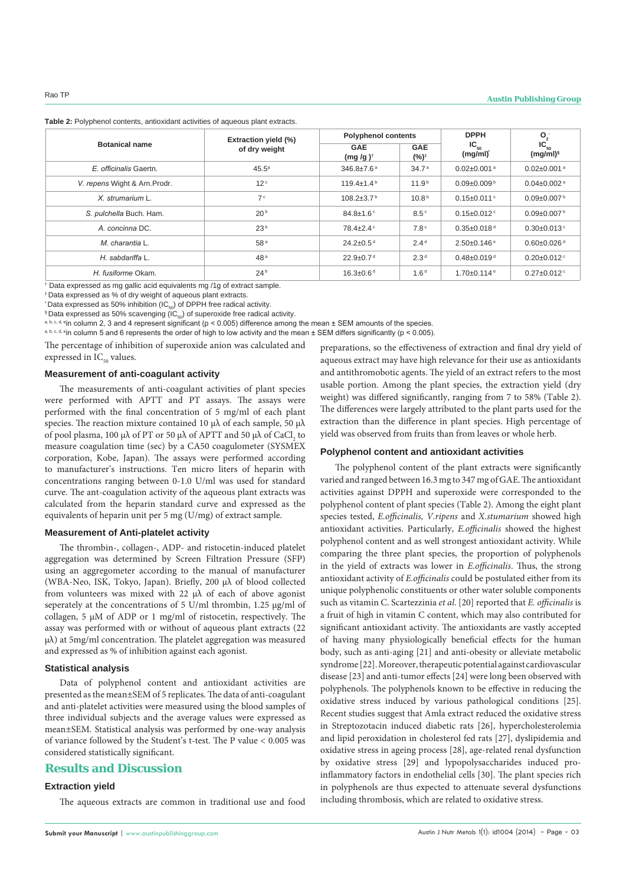**Table 2:** Polyphenol contents, antioxidant activities of aqueous plant extracts.

| Botanical name | Extraction yield (%) of dry weight | Polyphenol contents | | DPPH $IC_{50}$ (mg/ml)* | $O_2^{-}$ $IC_{50}$ (mg/ml)§ |
|---|---|---|---|---|---|
| | | GAE (mg /g )† | GAE (%)‡ | | |
| *E. officinalis* Gaertn. | 45.5[a] | 346.8±7.6[a] | 34.7[a] | 0.02±0.001[a] | 0.02±0.001[a] |
| *V. repens* Wight & Arn.Prodr. | 12[c] | 119.4±1.4[b] | 11.9[b] | 0.09±0.009[b] | 0.04±0.002[a] |
| *X. strumarium* L. | 7[c] | 108.2±3.7[b] | 10.8[b] | 0.15±0.011[c] | 0.09±0.007[b] |
| *S. pulchella* Buch. Ham. | 20[b] | 84.8±1.6[c] | 8.5[c] | 0.15±0.012[c] | 0.09±0.007[b] |
| *A. concinna* DC. | 23[b] | 78.4±2.4[c] | 7.8[c] | 0.35±0.018[d] | 0.30±0.013[c] |
| *M. charantia* L. | 58[a] | 24.2±0.5[d] | 2.4[d] | 2.50±0.146[e] | 0.60±0.026[d] |
| *H. sabdariffa* L. | 48[a] | 22.9±0.7[d] | 2.3[d] | 0.48±0.019[d] | 0.20±0.012[c] |
| *H. fusiforme* Okam. | 24[b] | 16.3±0.6[d] | 1.6[d] | 1.70±0.114[e] | 0.27±0.012[c] |

† Data expressed as mg gallic acid equivalents mg /1g of extract sample.
‡ Data expressed as % of dry weight of aqueous plant extracts.
* Data expressed as 50% inhibition ($IC_{50}$) of DPPH free radical activity.
§ Data expressed as 50% scavenging ($IC_{50}$) of superoxide free radical activity.
a, b, c, d, e in column 2, 3 and 4 represent significant ($p < 0.005$) difference among the mean ± SEM amounts of the species.
a, b, c, d, e in column 5 and 6 represents the order of high to low activity and the mean ± SEM differs significantly ($p < 0.005$).

The percentage of inhibition of superoxide anion was calculated and expressed in $IC_{50}$ values.

### Measurement of anti-coagulant activity

The measurements of anti-coagulant activities of plant species were performed with APTT and PT assays. The assays were performed with the final concentration of 5 mg/ml of each plant species. The reaction mixture contained 10 μλ of each sample, 50 μλ of pool plasma, 100 μλ of PT or 50 μλ of APTT and 50 μλ of $CaCl_2$ to measure coagulation time (sec) by a CA50 coagulometer (SYSMEX corporation, Kobe, Japan). The assays were performed according to manufacturer's instructions. Ten micro liters of heparin with concentrations ranging between 0-1.0 U/ml was used for standard curve. The ant-coagulation activity of the aqueous plant extracts was calculated from the heparin standard curve and expressed as the equivalents of heparin unit per 5 mg (U/mg) of extract sample.

### Measurement of Anti-platelet activity

The thrombin-, collagen-, ADP- and ristocetin-induced platelet aggregation was determined by Screen Filtration Pressure (SFP) using an aggregometer according to the manual of manufacturer (WBA-Neo, ISK, Tokyo, Japan). Briefly, 200 μλ of blood collected from volunteers was mixed with 22 μλ of each of above agonist seperately at the concentrations of 5 U/ml thrombin, 1.25 μg/ml of collagen, 5 μM of ADP or 1 mg/ml of ristocetin, respectively. The assay was performed with or without of aqueous plant extracts (22 μλ) at 5mg/ml concentration. The platelet aggregation was measured and expressed as % of inhibition against each agonist.

### Statistical analysis

Data of polyphenol content and antioxidant activities are presented as the mean±SEM of 5 replicates. The data of anti-coagulant and anti-platelet activities were measured using the blood samples of three individual subjects and the average values were expressed as mean±SEM. Statistical analysis was performed by one-way analysis of variance followed by the Student's t-test. The P value < 0.005 was considered statistically significant.

## Results and Discussion

### Extraction yield

The aqueous extracts are common in traditional use and food preparations, so the effectiveness of extraction and final dry yield of aqueous extract may have high relevance for their use as antioxidants and antithrombotic agents. The yield of an extract refers to the most usable portion. Among the plant species, the extraction yield (dry weight) was differed significantly, ranging from 7 to 58% (Table 2). The differences were largely attributed to the plant parts used for the extraction than the difference in plant species. High percentage of yield was observed from fruits than from leaves or whole herb.

### Polyphenol content and antioxidant activities

The polyphenol content of the plant extracts were significantly varied and ranged between 16.3 mg to 347 mg of GAE. The antioxidant activities against DPPH and superoxide were corresponded to the polyphenol content of plant species (Table 2). Among the eight plant species tested, *E.officinalis, V.ripens* and *X.stumarium* showed high antioxidant activities. Particularly, *E.officinalis* showed the highest polyphenol content and as well strongest antioxidant activity. While comparing the three plant species, the proportion of polyphenols in the yield of extracts was lower in *E.officinalis*. Thus, the strong antioxidant activity of *E.officinalis* could be postulated either from its unique polyphenolic constituents or other water soluble components such as vitamin C. Scartezzinia *et al.* [20] reported that *E. officinalis* is a fruit of high in vitamin C content, which may also contributed for significant antioxidant activity. The antioxidants are vastly accepted of having many physiologically beneficial effects for the human body, such as anti-aging [21] and anti-obesity or alleviate metabolic syndrome [22]. Moreover, therapeutic potential against cardiovascular disease [23] and anti-tumor effects [24] were long been observed with polyphenols. The polyphenols known to be effective in reducing the oxidative stress induced by various pathological conditions [25]. Recent studies suggest that Amla extract reduced the oxidative stress in Streptozotacin induced diabetic rats [26], hypercholesterolemia and lipid peroxidation in cholesterol fed rats [27], dyslipidemia and oxidative stress in ageing process [28], age-related renal dysfunction by oxidative stress [29] and lypopolysaccharides induced pro-inflammatory factors in endothelial cells [30]. The plant species rich in polyphenols are thus expected to attenuate several dysfunctions including thrombosis, which are related to oxidative stress.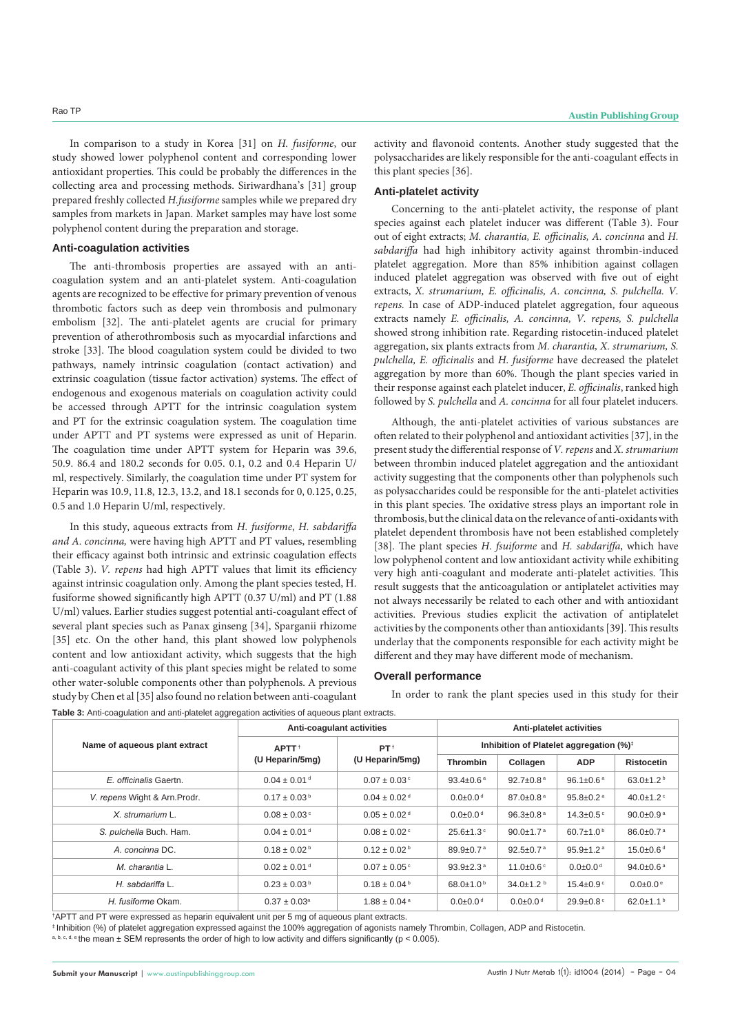In comparison to a study in Korea [31] on *H. fusiforme*, our study showed lower polyphenol content and corresponding lower antioxidant properties. This could be probably the differences in the collecting area and processing methods. Siriwardhana's [31] group prepared freshly collected *H.fusiforme* samples while we prepared dry samples from markets in Japan. Market samples may have lost some polyphenol content during the preparation and storage.

### Anti-coagulation activities

The anti-thrombosis properties are assayed with an anti-coagulation system and an anti-platelet system. Anti-coagulation agents are recognized to be effective for primary prevention of venous thrombotic factors such as deep vein thrombosis and pulmonary embolism [32]. The anti-platelet agents are crucial for primary prevention of atherothrombosis such as myocardial infarctions and stroke [33]. The blood coagulation system could be divided to two pathways, namely intrinsic coagulation (contact activation) and extrinsic coagulation (tissue factor activation) systems. The effect of endogenous and exogenous materials on coagulation activity could be accessed through APTT for the intrinsic coagulation system and PT for the extrinsic coagulation system. The coagulation time under APTT and PT systems were expressed as unit of Heparin. The coagulation time under APTT system for Heparin was 39.6, 50.9. 86.4 and 180.2 seconds for 0.05. 0.1, 0.2 and 0.4 Heparin U/ml, respectively. Similarly, the coagulation time under PT system for Heparin was 10.9, 11.8, 12.3, 13.2, and 18.1 seconds for 0, 0.125, 0.25, 0.5 and 1.0 Heparin U/ml, respectively.

In this study, aqueous extracts from *H. fusiforme*, *H. sabdariffa and A. concinna,* were having high APTT and PT values, resembling their efficacy against both intrinsic and extrinsic coagulation effects (Table 3). *V. repens* had high APTT values that limit its efficiency against intrinsic coagulation only. Among the plant species tested, H. fusiforme showed significantly high APTT (0.37 U/ml) and PT (1.88 U/ml) values. Earlier studies suggest potential anti-coagulant effect of several plant species such as Panax ginseng [34], Sparganii rhizome [35] etc. On the other hand, this plant showed low polyphenols content and low antioxidant activity, which suggests that the high anti-coagulant activity of this plant species might be related to some other water-soluble components other than polyphenols. A previous study by Chen et al [35] also found no relation between anti-coagulant activity and flavonoid contents. Another study suggested that the polysaccharides are likely responsible for the anti-coagulant effects in this plant species [36].

### Anti-platelet activity

Concerning to the anti-platelet activity, the response of plant species against each platelet inducer was different (Table 3). Four out of eight extracts; *M. charantia, E. officinalis, A. concinna* and *H. sabdariffa* had high inhibitory activity against thrombin-induced platelet aggregation. More than 85% inhibition against collagen induced platelet aggregation was observed with five out of eight extracts, *X. strumarium, E. officinalis, A. concinna, S. pulchella. V. repens.* In case of ADP-induced platelet aggregation, four aqueous extracts namely *E. officinalis, A. concinna, V. repens, S. pulchella* showed strong inhibition rate. Regarding ristocetin-induced platelet aggregation, six plants extracts from *M. charantia, X. strumarium, S. pulchella, E. officinalis* and *H. fusiforme* have decreased the platelet aggregation by more than 60%. Though the plant species varied in their response against each platelet inducer, *E. officinalis*, ranked high followed by *S. pulchella* and *A. concinna* for all four platelet inducers.

Although, the anti-platelet activities of various substances are often related to their polyphenol and antioxidant activities [37], in the present study the differential response of *V. repens* and *X. strumarium* between thrombin induced platelet aggregation and the antioxidant activity suggesting that the components other than polyphenols such as polysaccharides could be responsible for the anti-platelet activities in this plant species. The oxidative stress plays an important role in thrombosis, but the clinical data on the relevance of anti-oxidants with platelet dependent thrombosis have not been established completely [38]. The plant species *H. fsuiforme* and *H. sabdariffa*, which have low polyphenol content and low antioxidant activity while exhibiting very high anti-coagulant and moderate anti-platelet activities. This result suggests that the anticoagulation or antiplatelet activities may not always necessarily be related to each other and with antioxidant activities. Previous studies explicit the activation of antiplatelet activities by the components other than antioxidants [39]. This results underlay that the components responsible for each activity might be different and they may have different mode of mechanism.

### Overall performance

In order to rank the plant species used in this study for their

**Table 3:** Anti-coagulation and anti-platelet aggregation activities of aqueous plant extracts.

| Name of aqueous plant extract | Anti-coagulant activities | | Anti-platelet activities | | | |
|---|---|---|---|---|---|---|
| | APTT[†] (U Heparin/5mg) | PT[†] (U Heparin/5mg) | Inhibition of Platelet aggregation (%)[‡] | | | |
| | | | Thrombin | Collagen | ADP | Ristocetin |
| *E. officinalis* Gaertn. | 0.04 ± 0.01 [d] | 0.07 ± 0.03 [c] | 93.4±0.6 [a] | 92.7±0.8 [a] | 96.1±0.6 [a] | 63.0±1.2 [b] |
| *V. repens* Wight & Arn.Prodr. | 0.17 ± 0.03 [b] | 0.04 ± 0.02 [d] | 0.0±0.0 [d] | 87.0±0.8 [a] | 95.8±0.2 [a] | 40.0±1.2 [c] |
| *X. strumarium* L. | 0.08 ± 0.03 [c] | 0.05 ± 0.02 [d] | 0.0±0.0 [d] | 96.3±0.8 [a] | 14.3±0.5 [c] | 90.0±0.9 [a] |
| *S. pulchella* Buch. Ham. | 0.04 ± 0.01 [d] | 0.08 ± 0.02 [c] | 25.6±1.3 [c] | 90.0±1.7 [a] | 60.7±1.0 [b] | 86.0±0.7 [a] |
| *A. concinna* DC. | 0.18 ± 0.02 [b] | 0.12 ± 0.02 [b] | 89.9±0.7 [a] | 92.5±0.7 [a] | 95.9±1.2 [a] | 15.0±0.6 [d] |
| *M. charantia* L. | 0.02 ± 0.01 [d] | 0.07 ± 0.05 [c] | 93.9±2.3 [a] | 11.0±0.6 [c] | 0.0±0.0 [d] | 94.0±0.6 [a] |
| *H. sabdariffa* L. | 0.23 ± 0.03 [b] | 0.18 ± 0.04 [b] | 68.0±1.0 [b] | 34.0±1.2 [b] | 15.4±0.9 [c] | 0.0±0.0 [e] |
| *H. fusiforme* Okam. | 0.37 ± 0.03[a] | 1.88 ± 0.04 [a] | 0.0±0.0 [d] | 0.0±0.0 [d] | 29.9±0.8 [c] | 62.0±1.1 [b] |

[†]APTT and PT were expressed as heparin equivalent unit per 5 mg of aqueous plant extracts.

[‡] Inhibition (%) of platelet aggregation expressed against the 100% aggregation of agonists namely Thrombin, Collagen, ADP and Ristocetin.

[a, b, c, d, e] the mean ± SEM represents the order of high to low activity and differs significantly ($p < 0.005$).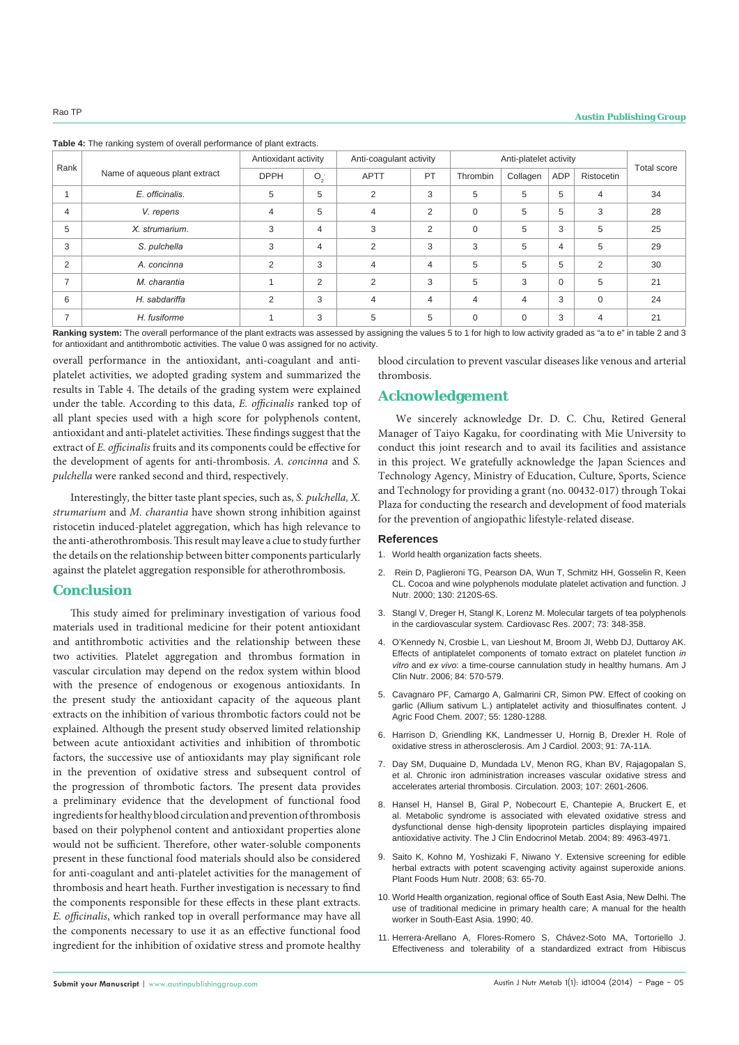**Table 4:** The ranking system of overall performance of plant extracts.

| Rank | Name of aqueous plant extract | Antioxidant activity | | Anti-coagulant activity | | Anti-platelet activity | | | | Total score |
|---|---|---|---|---|---|---|---|---|---|---|
| | | DPPH | $O_2^-$ | APTT | PT | Thrombin | Collagen | ADP | Ristocetin | |
| 1 | *E. officinalis.* | 5 | 5 | 2 | 3 | 5 | 5 | 5 | 4 | 34 |
| 4 | *V. repens* | 4 | 5 | 4 | 2 | 0 | 5 | 5 | 3 | 28 |
| 5 | *X. strumarium.* | 3 | 4 | 3 | 2 | 0 | 5 | 3 | 5 | 25 |
| 3 | *S. pulchella* | 3 | 4 | 2 | 3 | 3 | 5 | 4 | 5 | 29 |
| 2 | *A. concinna* | 2 | 3 | 4 | 4 | 5 | 5 | 5 | 2 | 30 |
| 7 | *M. charantia* | 1 | 2 | 2 | 3 | 5 | 3 | 0 | 5 | 21 |
| 6 | *H. sabdariffa* | 2 | 3 | 4 | 4 | 4 | 4 | 3 | 0 | 24 |
| 7 | *H. fusiforme* | 1 | 3 | 5 | 5 | 0 | 0 | 3 | 4 | 21 |

**Ranking system:** The overall performance of the plant extracts was assessed by assigning the values 5 to 1 for high to low activity graded as "a to e" in table 2 and 3 for antioxidant and antithrombotic activities. The value 0 was assigned for no activity.

overall performance in the antioxidant, anti-coagulant and anti-platelet activities, we adopted grading system and summarized the results in Table 4. The details of the grading system were explained under the table. According to this data, *E. officinalis* ranked top of all plant species used with a high score for polyphenols content, antioxidant and anti-platelet activities. These findings suggest that the extract of *E. officinalis* fruits and its components could be effective for the development of agents for anti-thrombosis. *A. concinna* and *S. pulchella* were ranked second and third, respectively.

Interestingly, the bitter taste plant species, such as, *S. pulchella, X. strumarium* and *M. charantia* have shown strong inhibition against ristocetin induced-platelet aggregation, which has high relevance to the anti-atherothrombosis. This result may leave a clue to study further the details on the relationship between bitter components particularly against the platelet aggregation responsible for atherothrombosis.

## Conclusion

This study aimed for preliminary investigation of various food materials used in traditional medicine for their potent antioxidant and antithrombotic activities and the relationship between these two activities. Platelet aggregation and thrombus formation in vascular circulation may depend on the redox system within blood with the presence of endogenous or exogenous antioxidants. In the present study the antioxidant capacity of the aqueous plant extracts on the inhibition of various thrombotic factors could not be explained. Although the present study observed limited relationship between acute antioxidant activities and inhibition of thrombotic factors, the successive use of antioxidants may play significant role in the prevention of oxidative stress and subsequent control of the progression of thrombotic factors. The present data provides a preliminary evidence that the development of functional food ingredients for healthy blood circulation and prevention of thrombosis based on their polyphenol content and antioxidant properties alone would not be sufficient. Therefore, other water-soluble components present in these functional food materials should also be considered for anti-coagulant and anti-platelet activities for the management of thrombosis and heart heath. Further investigation is necessary to find the components responsible for these effects in these plant extracts. *E. officinalis*, which ranked top in overall performance may have all the components necessary to use it as an effective functional food ingredient for the inhibition of oxidative stress and promote healthy blood circulation to prevent vascular diseases like venous and arterial thrombosis.

## Acknowledgement

We sincerely acknowledge Dr. D. C. Chu, Retired General Manager of Taiyo Kagaku, for coordinating with Mie University to conduct this joint research and to avail its facilities and assistance in this project. We gratefully acknowledge the Japan Sciences and Technology Agency, Ministry of Education, Culture, Sports, Science and Technology for providing a grant (no. 00432-017) through Tokai Plaza for conducting the research and development of food materials for the prevention of angiopathic lifestyle-related disease.

### References

1. World health organization facts sheets.
2. Rein D, Paglieroni TG, Pearson DA, Wun T, Schmitz HH, Gosselin R, Keen CL. Cocoa and wine polyphenols modulate platelet activation and function. J Nutr. 2000; 130: 2120S-6S.
3. Stangl V, Dreger H, Stangl K, Lorenz M. Molecular targets of tea polyphenols in the cardiovascular system. Cardiovasc Res. 2007; 73: 348-358.
4. O'Kennedy N, Crosbie L, van Lieshout M, Broom JI, Webb DJ, Duttaroy AK. Effects of antiplatelet components of tomato extract on platelet function *in vitro* and *ex vivo*: a time-course cannulation study in healthy humans. Am J Clin Nutr. 2006; 84: 570-579.
5. Cavagnaro PF, Camargo A, Galmarini CR, Simon PW. Effect of cooking on garlic (Allium sativum L.) antiplatelet activity and thiosulfinates content. J Agric Food Chem. 2007; 55: 1280-1288.
6. Harrison D, Griendling KK, Landmesser U, Hornig B, Drexler H. Role of oxidative stress in atherosclerosis. Am J Cardiol. 2003; 91: 7A-11A.
7. Day SM, Duquaine D, Mundada LV, Menon RG, Khan BV, Rajagopalan S, et al. Chronic iron administration increases vascular oxidative stress and accelerates arterial thrombosis. Circulation. 2003; 107: 2601-2606.
8. Hansel H, Hansel B, Giral P, Nobecourt E, Chantepie A, Bruckert E, et al. Metabolic syndrome is associated with elevated oxidative stress and dysfunctional dense high-density lipoprotein particles displaying impaired antioxidative activity. The J Clin Endocrinol Metab. 2004; 89: 4963-4971.
9. Saito K, Kohno M, Yoshizaki F, Niwano Y. Extensive screening for edible herbal extracts with potent scavenging activity against superoxide anions. Plant Foods Hum Nutr. 2008; 63: 65-70.
10. World Health organization, regional office of South East Asia, New Delhi. The use of traditional medicine in primary health care; A manual for the health worker in South-East Asia. 1990; 40.
11. Herrera-Arellano A, Flores-Romero S, Chávez-Soto MA, Tortoriello J. Effectiveness and tolerability of a standardized extract from Hibiscus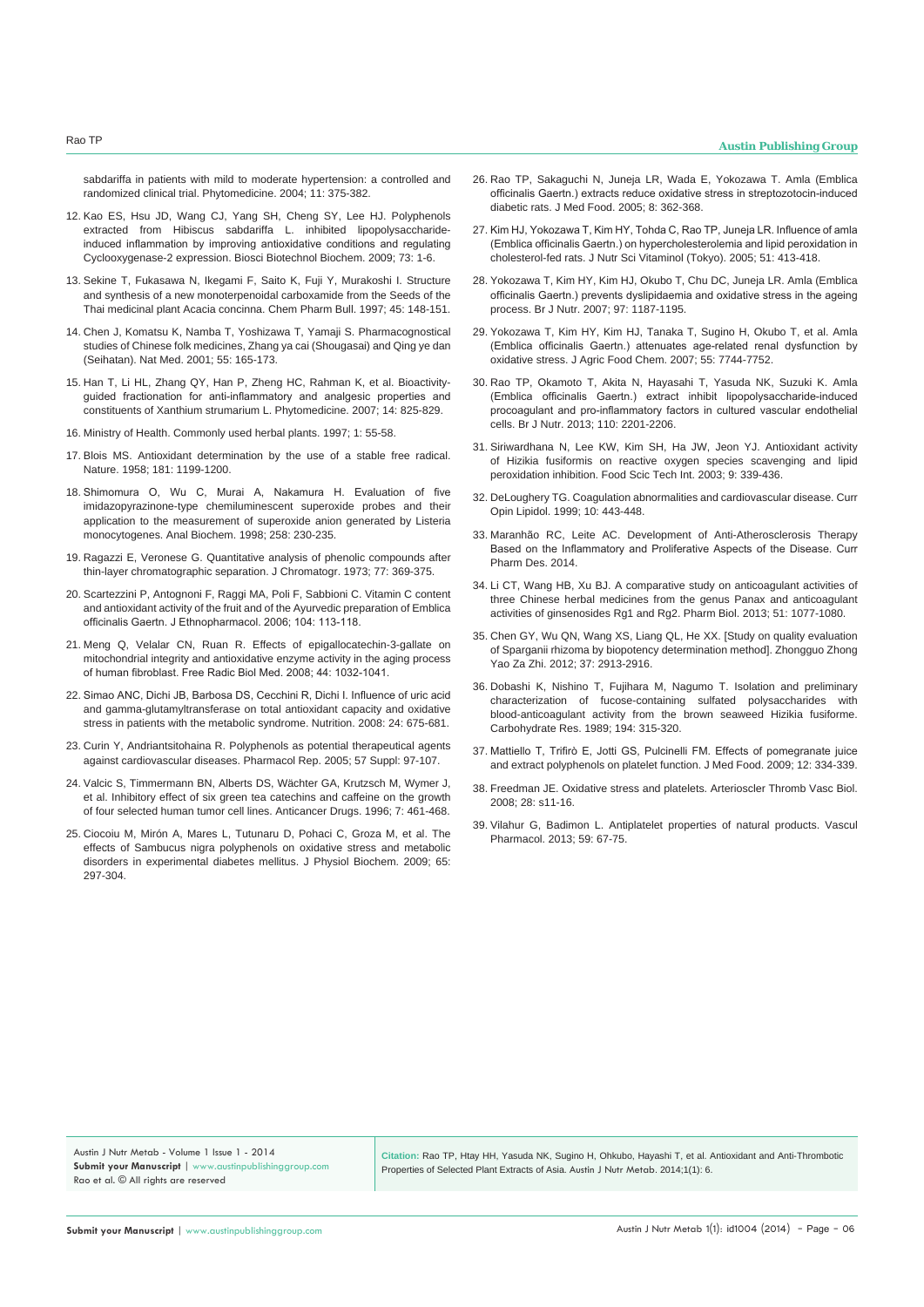sabdariffa in patients with mild to moderate hypertension: a controlled and randomized clinical trial. Phytomedicine. 2004; 11: 375-382.

12. Kao ES, Hsu JD, Wang CJ, Yang SH, Cheng SY, Lee HJ. Polyphenols extracted from Hibiscus sabdariffa L. inhibited lipopolysaccharide-induced inflammation by improving antioxidative conditions and regulating Cyclooxygenase-2 expression. Biosci Biotechnol Biochem. 2009; 73: 1-6.

13. Sekine T, Fukasawa N, Ikegami F, Saito K, Fuji Y, Murakoshi I. Structure and synthesis of a new monoterpenoidal carboxamide from the Seeds of the Thai medicinal plant Acacia concinna. Chem Pharm Bull. 1997; 45: 148-151.

14. Chen J, Komatsu K, Namba T, Yoshizawa T, Yamaji S. Pharmacognostical studies of Chinese folk medicines, Zhang ya cai (Shougasai) and Qing ye dan (Seihatan). Nat Med. 2001; 55: 165-173.

15. Han T, Li HL, Zhang QY, Han P, Zheng HC, Rahman K, et al. Bioactivity-guided fractionation for anti-inflammatory and analgesic properties and constituents of Xanthium strumarium L. Phytomedicine. 2007; 14: 825-829.

16. Ministry of Health. Commonly used herbal plants. 1997; 1: 55-58.

17. Blois MS. Antioxidant determination by the use of a stable free radical. Nature. 1958; 181: 1199-1200.

18. Shimomura O, Wu C, Murai A, Nakamura H. Evaluation of five imidazopyrazinone-type chemiluminescent superoxide probes and their application to the measurement of superoxide anion generated by Listeria monocytogenes. Anal Biochem. 1998; 258: 230-235.

19. Ragazzi E, Veronese G. Quantitative analysis of phenolic compounds after thin-layer chromatographic separation. J Chromatogr. 1973; 77: 369-375.

20. Scartezzini P, Antognoni F, Raggi MA, Poli F, Sabbioni C. Vitamin C content and antioxidant activity of the fruit and of the Ayurvedic preparation of Emblica officinalis Gaertn. J Ethnopharmacol. 2006; 104: 113-118.

21. Meng Q, Velalar CN, Ruan R. Effects of epigallocatechin-3-gallate on mitochondrial integrity and antioxidative enzyme activity in the aging process of human fibroblast. Free Radic Biol Med. 2008; 44: 1032-1041.

22. Simao ANC, Dichi JB, Barbosa DS, Cecchini R, Dichi I. Influence of uric acid and gamma-glutamyltransferase on total antioxidant capacity and oxidative stress in patients with the metabolic syndrome. Nutrition. 2008: 24: 675-681.

23. Curin Y, Andriantsitohaina R. Polyphenols as potential therapeutical agents against cardiovascular diseases. Pharmacol Rep. 2005; 57 Suppl: 97-107.

24. Valcic S, Timmermann BN, Alberts DS, Wächter GA, Krutzsch M, Wymer J, et al. Inhibitory effect of six green tea catechins and caffeine on the growth of four selected human tumor cell lines. Anticancer Drugs. 1996; 7: 461-468.

25. Ciocoiu M, Mirón A, Mares L, Tutunaru D, Pohaci C, Groza M, et al. The effects of Sambucus nigra polyphenols on oxidative stress and metabolic disorders in experimental diabetes mellitus. J Physiol Biochem. 2009; 65: 297-304.

26. Rao TP, Sakaguchi N, Juneja LR, Wada E, Yokozawa T. Amla (Emblica officinalis Gaertn.) extracts reduce oxidative stress in streptozotocin-induced diabetic rats. J Med Food. 2005; 8: 362-368.

27. Kim HJ, Yokozawa T, Kim HY, Tohda C, Rao TP, Juneja LR. Influence of amla (Emblica officinalis Gaertn.) on hypercholesterolemia and lipid peroxidation in cholesterol-fed rats. J Nutr Sci Vitaminol (Tokyo). 2005; 51: 413-418.

28. Yokozawa T, Kim HY, Kim HJ, Okubo T, Chu DC, Juneja LR. Amla (Emblica officinalis Gaertn.) prevents dyslipidaemia and oxidative stress in the ageing process. Br J Nutr. 2007; 97: 1187-1195.

29. Yokozawa T, Kim HY, Kim HJ, Tanaka T, Sugino H, Okubo T, et al. Amla (Emblica officinalis Gaertn.) attenuates age-related renal dysfunction by oxidative stress. J Agric Food Chem. 2007; 55: 7744-7752.

30. Rao TP, Okamoto T, Akita N, Hayashi T, Yasuda NK, Suzuki K. Amla (Emblica officinalis Gaertn.) extract inhibit lipopolysaccharide-induced procoagulant and pro-inflammatory factors in cultured vascular endothelial cells. Br J Nutr. 2013; 110: 2201-2206.

31. Siriwardhana N, Lee KW, Kim SH, Ha JW, Jeon YJ. Antioxidant activity of Hizikia fusiformis on reactive oxygen species scavenging and lipid peroxidation inhibition. Food Scic Tech Int. 2003; 9: 339-436.

32. DeLoughery TG. Coagulation abnormalities and cardiovascular disease. Curr Opin Lipidol. 1999; 10: 443-448.

33. Maranhão RC, Leite AC. Development of Anti-Atherosclerosis Therapy Based on the Inflammatory and Proliferative Aspects of the Disease. Curr Pharm Des. 2014.

34. Li CT, Wang HB, Xu BJ. A comparative study on anticoagulant activities of three Chinese herbal medicines from the genus Panax and anticoagulant activities of ginsenosides Rg1 and Rg2. Pharm Biol. 2013; 51: 1077-1080.

35. Chen GY, Wu QN, Wang XS, Liang QL, He XX. [Study on quality evaluation of Sparganii rhizoma by biopotency determination method]. Zhongguo Zhong Yao Za Zhi. 2012; 37: 2913-2916.

36. Dobashi K, Nishino T, Fujihara M, Nagumo T. Isolation and preliminary characterization of fucose-containing sulfated polysaccharides with blood-anticoagulant activity from the brown seaweed Hizikia fusiforme. Carbohydrate Res. 1989; 194: 315-320.

37. Mattiello T, Trifirò E, Jotti GS, Pulcinelli FM. Effects of pomegranate juice and extract polyphenols on platelet function. J Med Food. 2009; 12: 334-339.

38. Freedman JE. Oxidative stress and platelets. Arterioscler Thromb Vasc Biol. 2008; 28: s11-16.

39. Vilahur G, Badimon L. Antiplatelet properties of natural products. Vascul Pharmacol. 2013; 59: 67-75.

Austin J Nutr Metab - Volume 1 Issue 1 - 2014
**Submit your Manuscript** | www.austinpublishinggroup.com
Rao et al. © All rights are reserved

**Citation:** Rao TP, Htay HH, Yasuda NK, Sugino H, Ohkubo, Hayashi T, et al. Antioxidant and Anti-Thrombotic Properties of Selected Plant Extracts of Asia. Austin J Nutr Metab. 2014;1(1): 6.